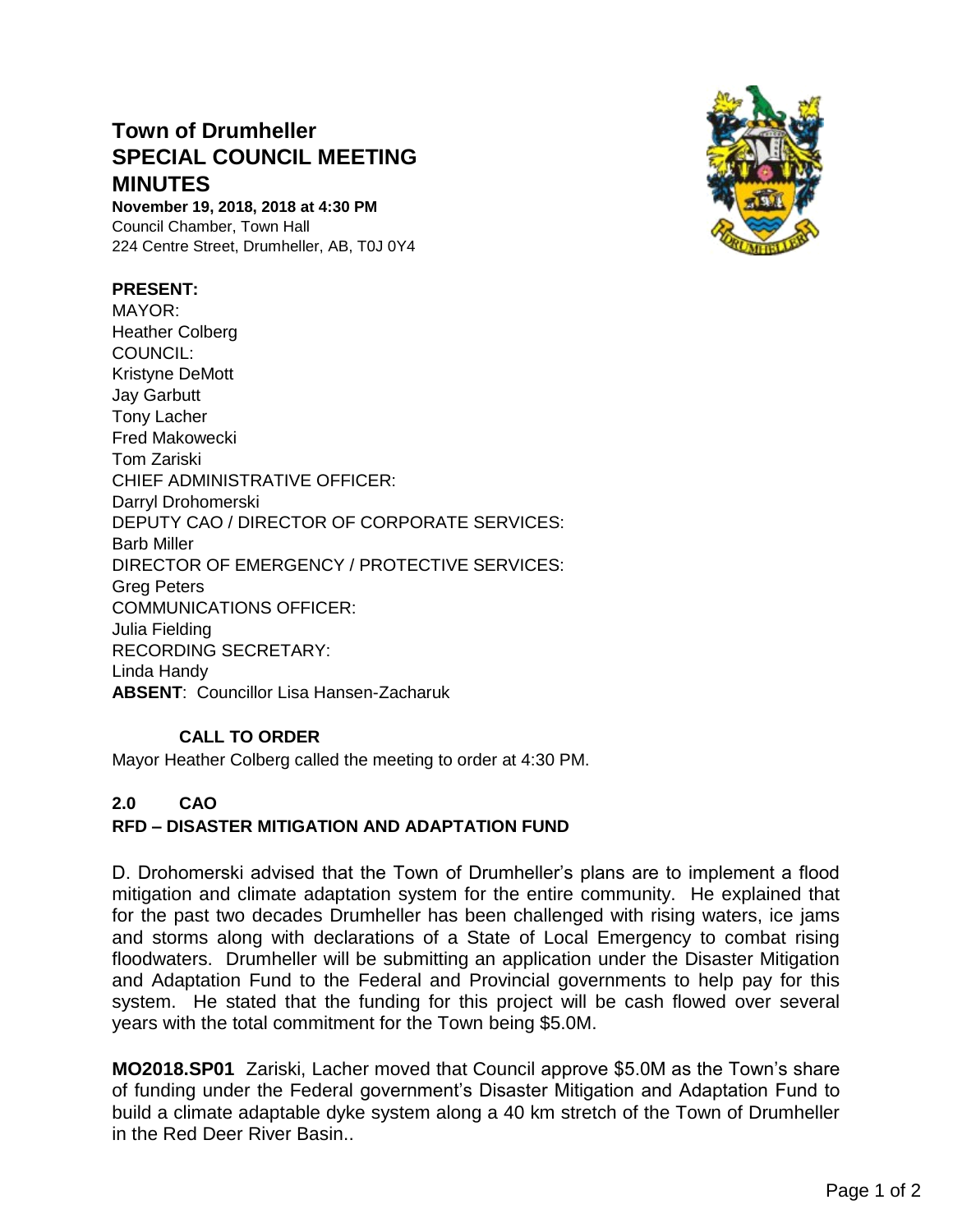# Town of Drumheller
# SPECIAL COUNCIL MEETING MINUTES

**November 19, 2018, 2018 at 4:30 PM**
Council Chamber, Town Hall
224 Centre Street, Drumheller, AB, T0J 0Y4

**PRESENT:**
MAYOR:
Heather Colberg
COUNCIL:
Kristyne DeMott
Jay Garbutt
Tony Lacher
Fred Makowecki
Tom Zariski
CHIEF ADMINISTRATIVE OFFICER:
Darryl Drohomerski
DEPUTY CAO / DIRECTOR OF CORPORATE SERVICES:
Barb Miller
DIRECTOR OF EMERGENCY / PROTECTIVE SERVICES:
Greg Peters
COMMUNICATIONS OFFICER:
Julia Fielding
RECORDING SECRETARY:
Linda Handy
**ABSENT**: Councillor Lisa Hansen-Zacharuk

**CALL TO ORDER**

Mayor Heather Colberg called the meeting to order at 4:30 PM.

**2.0 CAO**
**RFD – DISASTER MITIGATION AND ADAPTATION FUND**

D. Drohomerski advised that the Town of Drumheller's plans are to implement a flood mitigation and climate adaptation system for the entire community. He explained that for the past two decades Drumheller has been challenged with rising waters, ice jams and storms along with declarations of a State of Local Emergency to combat rising floodwaters. Drumheller will be submitting an application under the Disaster Mitigation and Adaptation Fund to the Federal and Provincial governments to help pay for this system. He stated that the funding for this project will be cash flowed over several years with the total commitment for the Town being $5.0M.

**MO2018.SP01** Zariski, Lacher moved that Council approve $5.0M as the Town's share of funding under the Federal government's Disaster Mitigation and Adaptation Fund to build a climate adaptable dyke system along a 40 km stretch of the Town of Drumheller in the Red Deer River Basin..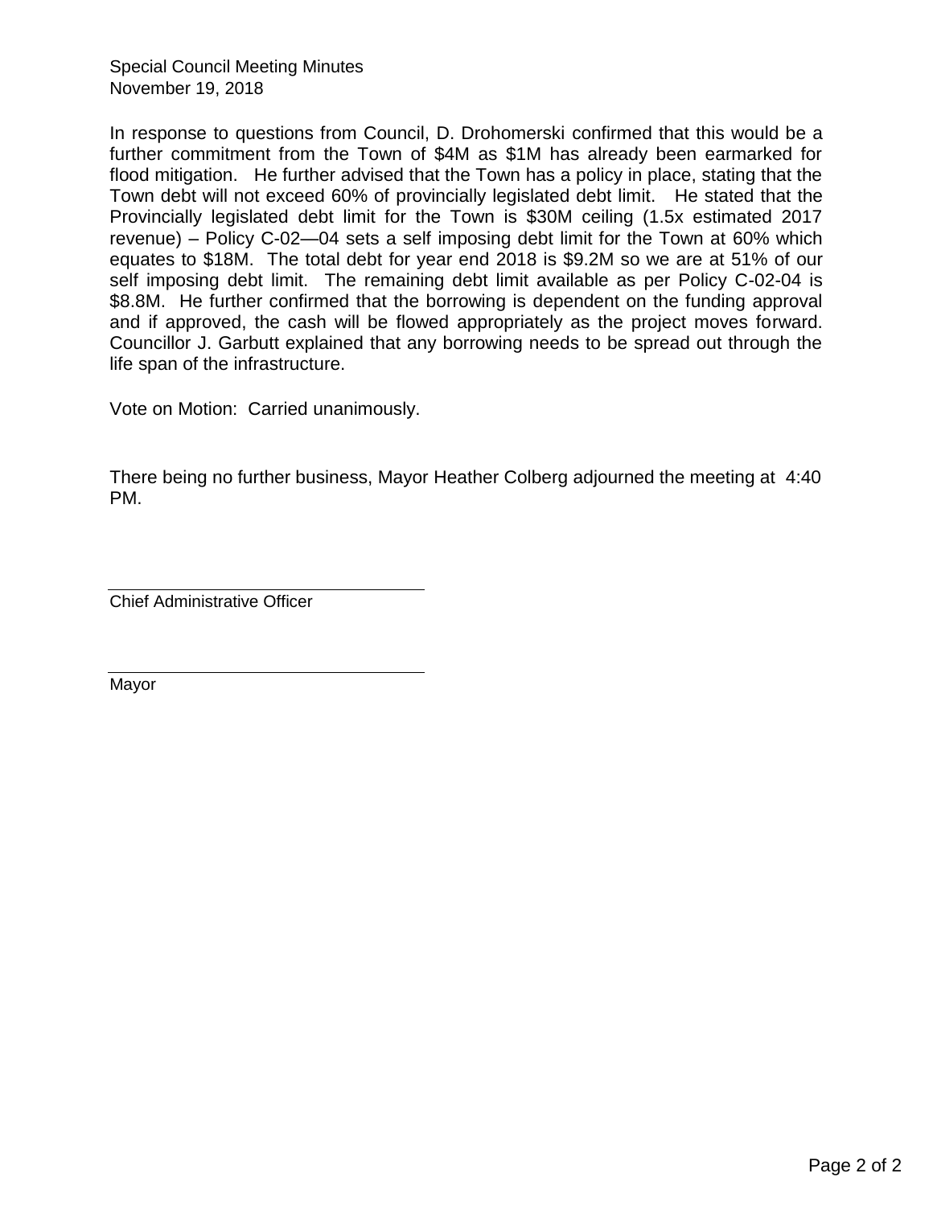In response to questions from Council, D. Drohomerski confirmed that this would be a further commitment from the Town of $4M as $1M has already been earmarked for flood mitigation. He further advised that the Town has a policy in place, stating that the Town debt will not exceed 60% of provincially legislated debt limit. He stated that the Provincially legislated debt limit for the Town is $30M ceiling (1.5x estimated 2017 revenue) – Policy C-02—04 sets a self imposing debt limit for the Town at 60% which equates to $18M. The total debt for year end 2018 is $9.2M so we are at 51% of our self imposing debt limit. The remaining debt limit available as per Policy C-02-04 is $8.8M. He further confirmed that the borrowing is dependent on the funding approval and if approved, the cash will be flowed appropriately as the project moves forward. Councillor J. Garbutt explained that any borrowing needs to be spread out through the life span of the infrastructure.

Vote on Motion: Carried unanimously.

There being no further business, Mayor Heather Colberg adjourned the meeting at 4:40 PM.

\_\_\_\_\_\_\_\_\_\_\_\_\_\_\_\_\_\_\_\_\_\_\_\_\_\_\_\_\_\_\_\_\_\_\_\_
Chief Administrative Officer

\_\_\_\_\_\_\_\_\_\_\_\_\_\_\_\_\_\_\_\_\_\_\_\_\_\_\_\_\_\_\_\_\_\_\_\_
Mayor